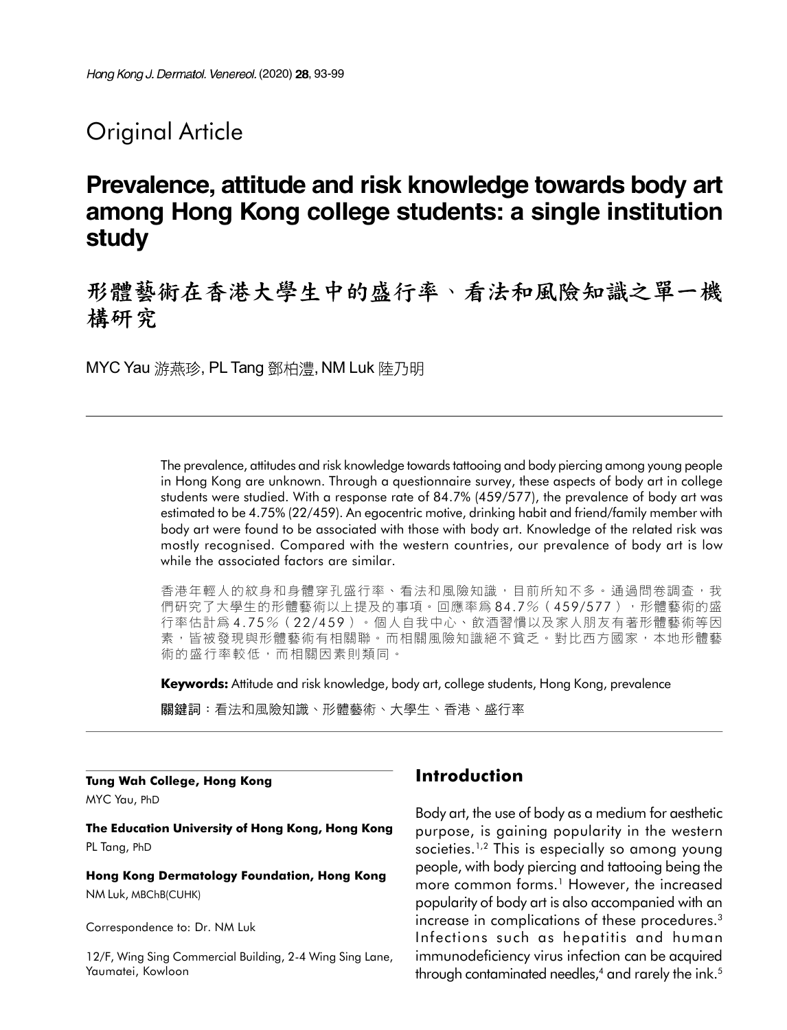Original Article

# Prevalence, attitude and risk knowledge towards body art among Hong Kong college students: a single institution study

# 形體藝術在香港大學生中的盛行率、看法和風險知識之單一機構研究

MYC Yau 游燕珍, PL Tang 鄧柏澧, NM Luk 陸乃明

The prevalence, attitudes and risk knowledge towards tattooing and body piercing among young people in Hong Kong are unknown. Through a questionnaire survey, these aspects of body art in college students were studied. With a response rate of 84.7% (459/577), the prevalence of body art was estimated to be 4.75% (22/459). An egocentric motive, drinking habit and friend/family member with body art were found to be associated with those with body art. Knowledge of the related risk was mostly recognised. Compared with the western countries, our prevalence of body art is low while the associated factors are similar.

香港年輕人的紋身和身體穿孔盛行率、看法和風險知識，目前所知不多。通過問卷調查，我們研究了大學生的形體藝術以上提及的事項。回應率爲84.7%（459/577），形體藝術的盛行率估計爲4.75%（22/459）。個人自我中心、飲酒習慣以及家人朋友有著形體藝術等因素，皆被發現與形體藝術有相關聯。而相關風險知識絕不貧乏。對比西方國家，本地形體藝術的盛行率較低，而相關因素則類同。

**Keywords:** Attitude and risk knowledge, body art, college students, Hong Kong, prevalence

**關鍵詞**：看法和風險知識、形體藝術、大學生、香港、盛行率

**Tung Wah College, Hong Kong**
MYC Yau, PhD

**The Education University of Hong Kong, Hong Kong**
PL Tang, PhD

**Hong Kong Dermatology Foundation, Hong Kong**
NM Luk, MBChB(CUHK)

Correspondence to: Dr. NM Luk

12/F, Wing Sing Commercial Building, 2-4 Wing Sing Lane, Yaumatei, Kowloon

## Introduction

Body art, the use of body as a medium for aesthetic purpose, is gaining popularity in the western societies.[1,2] This is especially so among young people, with body piercing and tattooing being the more common forms.[1] However, the increased popularity of body art is also accompanied with an increase in complications of these procedures.[3] Infections such as hepatitis and human immunodeficiency virus infection can be acquired through contaminated needles,[4] and rarely the ink.[5]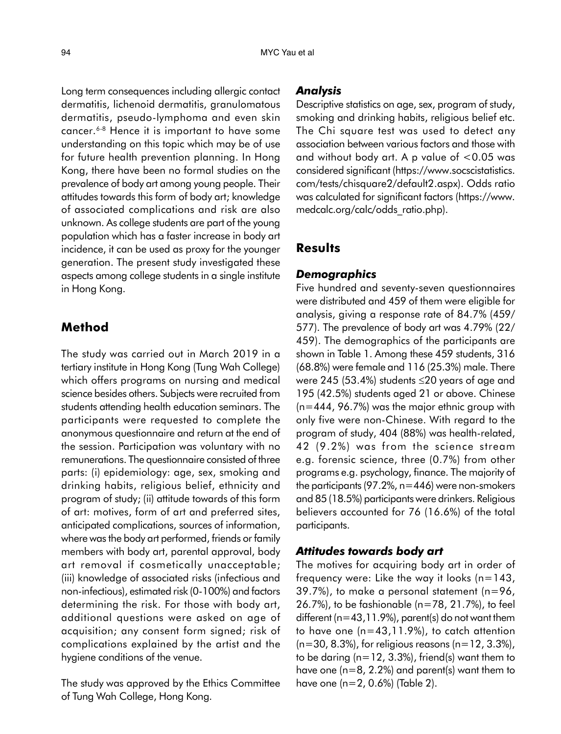Long term consequences including allergic contact dermatitis, lichenoid dermatitis, granulomatous dermatitis, pseudo-lymphoma and even skin cancer.[6-8] Hence it is important to have some understanding on this topic which may be of use for future health prevention planning. In Hong Kong, there have been no formal studies on the prevalence of body art among young people. Their attitudes towards this form of body art; knowledge of associated complications and risk are also unknown. As college students are part of the young population which has a faster increase in body art incidence, it can be used as proxy for the younger generation. The present study investigated these aspects among college students in a single institute in Hong Kong.

## Method

The study was carried out in March 2019 in a tertiary institute in Hong Kong (Tung Wah College) which offers programs on nursing and medical science besides others. Subjects were recruited from students attending health education seminars. The participants were requested to complete the anonymous questionnaire and return at the end of the session. Participation was voluntary with no remunerations. The questionnaire consisted of three parts: (i) epidemiology: age, sex, smoking and drinking habits, religious belief, ethnicity and program of study; (ii) attitude towards of this form of art: motives, form of art and preferred sites, anticipated complications, sources of information, where was the body art performed, friends or family members with body art, parental approval, body art removal if cosmetically unacceptable; (iii) knowledge of associated risks (infectious and non-infectious), estimated risk (0-100%) and factors determining the risk. For those with body art, additional questions were asked on age of acquisition; any consent form signed; risk of complications explained by the artist and the hygiene conditions of the venue.

The study was approved by the Ethics Committee of Tung Wah College, Hong Kong.

### *Analysis*

Descriptive statistics on age, sex, program of study, smoking and drinking habits, religious belief etc. The Chi square test was used to detect any association between various factors and those with and without body art. A p value of $<0.05$ was considered significant (https://www.socscistatistics.com/tests/chisquare2/default2.aspx). Odds ratio was calculated for significant factors (https://www.medcalc.org/calc/odds_ratio.php).

## Results

### *Demographics*

Five hundred and seventy-seven questionnaires were distributed and 459 of them were eligible for analysis, giving a response rate of 84.7% (459/577). The prevalence of body art was 4.79% (22/459). The demographics of the participants are shown in Table 1. Among these 459 students, 316 (68.8%) were female and 116 (25.3%) male. There were 245 (53.4%) students ≤20 years of age and 195 (42.5%) students aged 21 or above. Chinese (n=444, 96.7%) was the major ethnic group with only five were non-Chinese. With regard to the program of study, 404 (88%) was health-related, 42 (9.2%) was from the science stream e.g. forensic science, three (0.7%) from other programs e.g. psychology, finance. The majority of the participants (97.2%, n=446) were non-smokers and 85 (18.5%) participants were drinkers. Religious believers accounted for 76 (16.6%) of the total participants.

### *Attitudes towards body art*

The motives for acquiring body art in order of frequency were: Like the way it looks (n=143, 39.7%), to make a personal statement (n=96, 26.7%), to be fashionable (n=78, 21.7%), to feel different (n=43,11.9%), parent(s) do not want them to have one (n=43,11.9%), to catch attention (n=30, 8.3%), for religious reasons (n=12, 3.3%), to be daring (n=12, 3.3%), friend(s) want them to have one (n=8, 2.2%) and parent(s) want them to have one (n=2, 0.6%) (Table 2).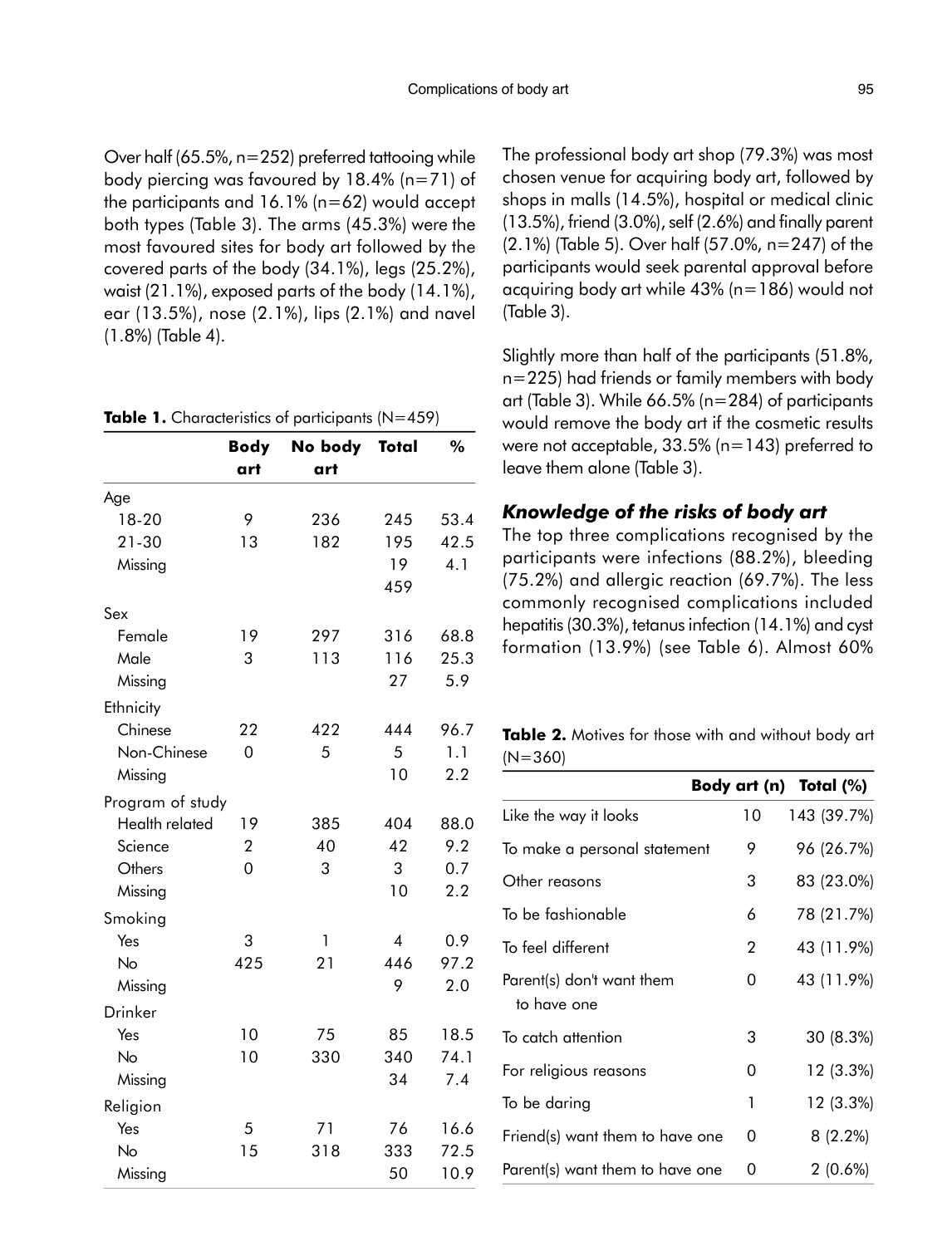Over half (65.5%, n=252) preferred tattooing while body piercing was favoured by 18.4% (n=71) of the participants and 16.1% (n=62) would accept both types (Table 3). The arms (45.3%) were the most favoured sites for body art followed by the covered parts of the body (34.1%), legs (25.2%), waist (21.1%), exposed parts of the body (14.1%), ear (13.5%), nose (2.1%), lips (2.1%) and navel (1.8%) (Table 4).

**Table 1.** Characteristics of participants (N=459)

| | Body art | No body art | Total | % |
|---|---|---|---|---|
| Age | | | | |
| 18-20 | 9 | 236 | 245 | 53.4 |
| 21-30 | 13 | 182 | 195 | 42.5 |
| Missing | | | 19 | 4.1 |
| | | | 459 | |
| Sex | | | | |
| Female | 19 | 297 | 316 | 68.8 |
| Male | 3 | 113 | 116 | 25.3 |
| Missing | | | 27 | 5.9 |
| Ethnicity | | | | |
| Chinese | 22 | 422 | 444 | 96.7 |
| Non-Chinese | 0 | 5 | 5 | 1.1 |
| Missing | | | 10 | 2.2 |
| Program of study | | | | |
| Health related | 19 | 385 | 404 | 88.0 |
| Science | 2 | 40 | 42 | 9.2 |
| Others | 0 | 3 | 3 | 0.7 |
| Missing | | | 10 | 2.2 |
| Smoking | | | | |
| Yes | 3 | 1 | 4 | 0.9 |
| No | 425 | 21 | 446 | 97.2 |
| Missing | | | 9 | 2.0 |
| Drinker | | | | |
| Yes | 10 | 75 | 85 | 18.5 |
| No | 10 | 330 | 340 | 74.1 |
| Missing | | | 34 | 7.4 |
| Religion | | | | |
| Yes | 5 | 71 | 76 | 16.6 |
| No | 15 | 318 | 333 | 72.5 |
| Missing | | | 50 | 10.9 |

The professional body art shop (79.3%) was most chosen venue for acquiring body art, followed by shops in malls (14.5%), hospital or medical clinic (13.5%), friend (3.0%), self (2.6%) and finally parent (2.1%) (Table 5). Over half (57.0%, n=247) of the participants would seek parental approval before acquiring body art while 43% (n=186) would not (Table 3).

Slightly more than half of the participants (51.8%, n=225) had friends or family members with body art (Table 3). While 66.5% (n=284) of participants would remove the body art if the cosmetic results were not acceptable, 33.5% (n=143) preferred to leave them alone (Table 3).

### *Knowledge of the risks of body art*

The top three complications recognised by the participants were infections (88.2%), bleeding (75.2%) and allergic reaction (69.7%). The less commonly recognised complications included hepatitis (30.3%), tetanus infection (14.1%) and cyst formation (13.9%) (see Table 6). Almost 60%

**Table 2.** Motives for those with and without body art (N=360)

| | Body art (n) | Total (%) |
|---|---|---|
| Like the way it looks | 10 | 143 (39.7%) |
| To make a personal statement | 9 | 96 (26.7%) |
| Other reasons | 3 | 83 (23.0%) |
| To be fashionable | 6 | 78 (21.7%) |
| To feel different | 2 | 43 (11.9%) |
| Parent(s) don't want them to have one | 0 | 43 (11.9%) |
| To catch attention | 3 | 30 (8.3%) |
| For religious reasons | 0 | 12 (3.3%) |
| To be daring | 1 | 12 (3.3%) |
| Friend(s) want them to have one | 0 | 8 (2.2%) |
| Parent(s) want them to have one | 0 | 2 (0.6%) |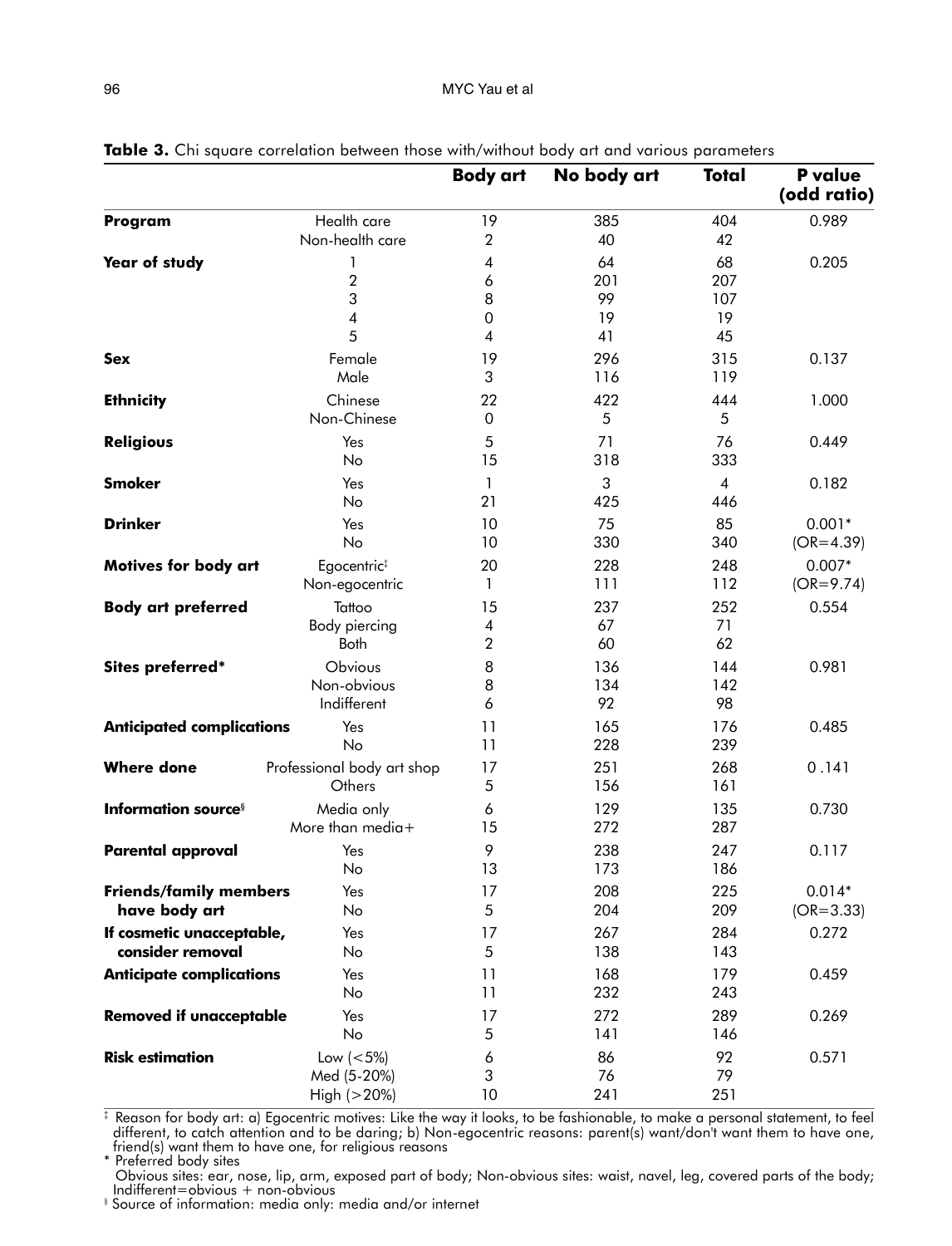**Table 3.** Chi square correlation between those with/without body art and various parameters

| | | Body art | No body art | Total | P value (odd ratio) |
|---|---|---|---|---|---|
| **Program** | Health care | 19 | 385 | 404 | 0.989 |
| | Non-health care | 2 | 40 | 42 | |
| **Year of study** | 1 | 4 | 64 | 68 | 0.205 |
| | 2 | 6 | 201 | 207 | |
| | 3 | 8 | 99 | 107 | |
| | 4 | 0 | 19 | 19 | |
| | 5 | 4 | 41 | 45 | |
| **Sex** | Female | 19 | 296 | 315 | 0.137 |
| | Male | 3 | 116 | 119 | |
| **Ethnicity** | Chinese | 22 | 422 | 444 | 1.000 |
| | Non-Chinese | 0 | 5 | 5 | |
| **Religious** | Yes | 5 | 71 | 76 | 0.449 |
| | No | 15 | 318 | 333 | |
| **Smoker** | Yes | 1 | 3 | 4 | 0.182 |
| | No | 21 | 425 | 446 | |
| **Drinker** | Yes | 10 | 75 | 85 | 0.001* |
| | No | 10 | 330 | 340 | (OR=4.39) |
| **Motives for body art** | Egocentric‡ | 20 | 228 | 248 | 0.007* |
| | Non-egocentric | 1 | 111 | 112 | (OR=9.74) |
| **Body art preferred** | Tattoo | 15 | 237 | 252 | 0.554 |
| | Body piercing | 4 | 67 | 71 | |
| | Both | 2 | 60 | 62 | |
| **Sites preferred*** | Obvious | 8 | 136 | 144 | 0.981 |
| | Non-obvious | 8 | 134 | 142 | |
| | Indifferent | 6 | 92 | 98 | |
| **Anticipated complications** | Yes | 11 | 165 | 176 | 0.485 |
| | No | 11 | 228 | 239 | |
| **Where done** | Professional body art shop | 17 | 251 | 268 | 0 .141 |
| | Others | 5 | 156 | 161 | |
| **Information source§** | Media only | 6 | 129 | 135 | 0.730 |
| | More than media+ | 15 | 272 | 287 | |
| **Parental approval** | Yes | 9 | 238 | 247 | 0.117 |
| | No | 13 | 173 | 186 | |
| **Friends/family members have body art** | Yes | 17 | 208 | 225 | 0.014* |
| | No | 5 | 204 | 209 | (OR=3.33) |
| **If cosmetic unacceptable, consider removal** | Yes | 17 | 267 | 284 | 0.272 |
| | No | 5 | 138 | 143 | |
| **Anticipate complications** | Yes | 11 | 168 | 179 | 0.459 |
| | No | 11 | 232 | 243 | |
| **Removed if unacceptable** | Yes | 17 | 272 | 289 | 0.269 |
| | No | 5 | 141 | 146 | |
| **Risk estimation** | Low (<5%) | 6 | 86 | 92 | 0.571 |
| | Med (5-20%) | 3 | 76 | 79 | |
| | High (>20%) | 10 | 241 | 251 | |

‡ Reason for body art: a) Egocentric motives: Like the way it looks, to be fashionable, to make a personal statement, to feel different, to catch attention and to be daring; b) Non-egocentric reasons: parent(s) want/don't want them to have one, friend(s) want them to have one, for religious reasons

\* Preferred body sites
Obvious sites: ear, nose, lip, arm, exposed part of body; Non-obvious sites: waist, navel, leg, covered parts of the body; Indifferent=obvious + non-obvious

§ Source of information: media only: media and/or internet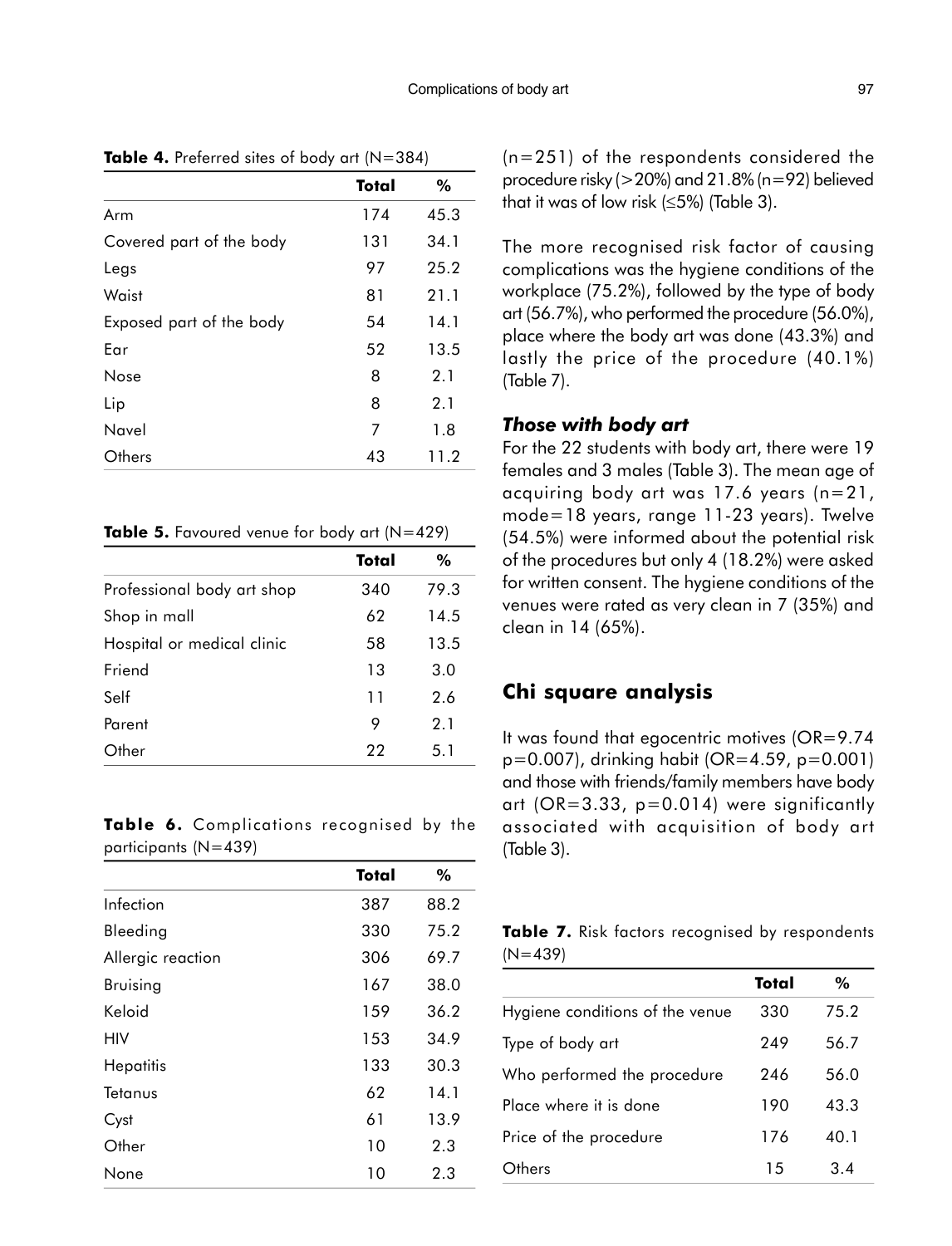**Table 4.** Preferred sites of body art (N=384)

| | Total | % |
|---|---|---|
| Arm | 174 | 45.3 |
| Covered part of the body | 131 | 34.1 |
| Legs | 97 | 25.2 |
| Waist | 81 | 21.1 |
| Exposed part of the body | 54 | 14.1 |
| Ear | 52 | 13.5 |
| Nose | 8 | 2.1 |
| Lip | 8 | 2.1 |
| Navel | 7 | 1.8 |
| Others | 43 | 11.2 |

**Table 5.** Favoured venue for body art (N=429)

| | Total | % |
|---|---|---|
| Professional body art shop | 340 | 79.3 |
| Shop in mall | 62 | 14.5 |
| Hospital or medical clinic | 58 | 13.5 |
| Friend | 13 | 3.0 |
| Self | 11 | 2.6 |
| Parent | 9 | 2.1 |
| Other | 22 | 5.1 |

**Table 6.** Complications recognised by the participants (N=439)

| | Total | % |
|---|---|---|
| Infection | 387 | 88.2 |
| Bleeding | 330 | 75.2 |
| Allergic reaction | 306 | 69.7 |
| Bruising | 167 | 38.0 |
| Keloid | 159 | 36.2 |
| HIV | 153 | 34.9 |
| Hepatitis | 133 | 30.3 |
| Tetanus | 62 | 14.1 |
| Cyst | 61 | 13.9 |
| Other | 10 | 2.3 |
| None | 10 | 2.3 |

(n=251) of the respondents considered the procedure risky (>20%) and 21.8% (n=92) believed that it was of low risk (≤5%) (Table 3).

The more recognised risk factor of causing complications was the hygiene conditions of the workplace (75.2%), followed by the type of body art (56.7%), who performed the procedure (56.0%), place where the body art was done (43.3%) and lastly the price of the procedure (40.1%) (Table 7).

### *Those with body art*

For the 22 students with body art, there were 19 females and 3 males (Table 3). The mean age of acquiring body art was 17.6 years (n=21, mode=18 years, range 11-23 years). Twelve (54.5%) were informed about the potential risk of the procedures but only 4 (18.2%) were asked for written consent. The hygiene conditions of the venues were rated as very clean in 7 (35%) and clean in 14 (65%).

## Chi square analysis

It was found that egocentric motives (OR=9.74 p=0.007), drinking habit (OR=4.59, p=0.001) and those with friends/family members have body art (OR=3.33, p=0.014) were significantly associated with acquisition of body art (Table 3).

**Table 7.** Risk factors recognised by respondents (N=439)

| | Total | % |
|---|---|---|
| Hygiene conditions of the venue | 330 | 75.2 |
| Type of body art | 249 | 56.7 |
| Who performed the procedure | 246 | 56.0 |
| Place where it is done | 190 | 43.3 |
| Price of the procedure | 176 | 40.1 |
| Others | 15 | 3.4 |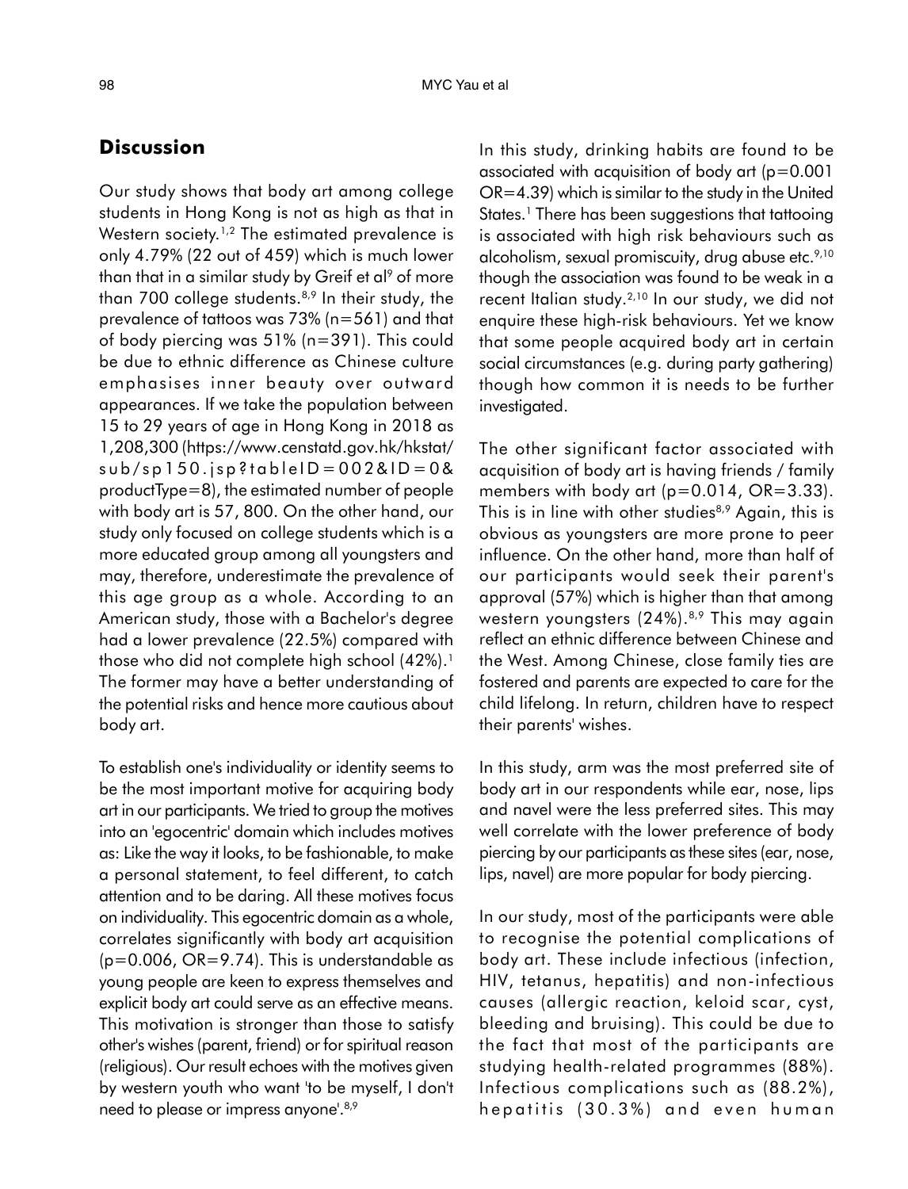## Discussion

Our study shows that body art among college students in Hong Kong is not as high as that in Western society.[1,2] The estimated prevalence is only 4.79% (22 out of 459) which is much lower than that in a similar study by Greif et al[9] of more than 700 college students.[8,9] In their study, the prevalence of tattoos was 73% (n=561) and that of body piercing was 51% (n=391). This could be due to ethnic difference as Chinese culture emphasises inner beauty over outward appearances. If we take the population between 15 to 29 years of age in Hong Kong in 2018 as 1,208,300 (https://www.censtatd.gov.hk/hkstat/sub/sp150.jsp?tableID=002&ID=0&productType=8), the estimated number of people with body art is 57, 800. On the other hand, our study only focused on college students which is a more educated group among all youngsters and may, therefore, underestimate the prevalence of this age group as a whole. According to an American study, those with a Bachelor's degree had a lower prevalence (22.5%) compared with those who did not complete high school (42%).[1] The former may have a better understanding of the potential risks and hence more cautious about body art.

To establish one's individuality or identity seems to be the most important motive for acquiring body art in our participants. We tried to group the motives into an 'egocentric' domain which includes motives as: Like the way it looks, to be fashionable, to make a personal statement, to feel different, to catch attention and to be daring. All these motives focus on individuality. This egocentric domain as a whole, correlates significantly with body art acquisition (p=0.006, OR=9.74). This is understandable as young people are keen to express themselves and explicit body art could serve as an effective means. This motivation is stronger than those to satisfy other's wishes (parent, friend) or for spiritual reason (religious). Our result echoes with the motives given by western youth who want 'to be myself, I don't need to please or impress anyone'.[8,9]

In this study, drinking habits are found to be associated with acquisition of body art (p=0.001 OR=4.39) which is similar to the study in the United States.[1] There has been suggestions that tattooing is associated with high risk behaviours such as alcoholism, sexual promiscuity, drug abuse etc.[9,10] though the association was found to be weak in a recent Italian study.[2,10] In our study, we did not enquire these high-risk behaviours. Yet we know that some people acquired body art in certain social circumstances (e.g. during party gathering) though how common it is needs to be further investigated.

The other significant factor associated with acquisition of body art is having friends / family members with body art (p=0.014, OR=3.33). This is in line with other studies[8,9] Again, this is obvious as youngsters are more prone to peer influence. On the other hand, more than half of our participants would seek their parent's approval (57%) which is higher than that among western youngsters (24%).[8,9] This may again reflect an ethnic difference between Chinese and the West. Among Chinese, close family ties are fostered and parents are expected to care for the child lifelong. In return, children have to respect their parents' wishes.

In this study, arm was the most preferred site of body art in our respondents while ear, nose, lips and navel were the less preferred sites. This may well correlate with the lower preference of body piercing by our participants as these sites (ear, nose, lips, navel) are more popular for body piercing.

In our study, most of the participants were able to recognise the potential complications of body art. These include infectious (infection, HIV, tetanus, hepatitis) and non-infectious causes (allergic reaction, keloid scar, cyst, bleeding and bruising). This could be due to the fact that most of the participants are studying health-related programmes (88%). Infectious complications such as (88.2%), hepatitis (30.3%) and even human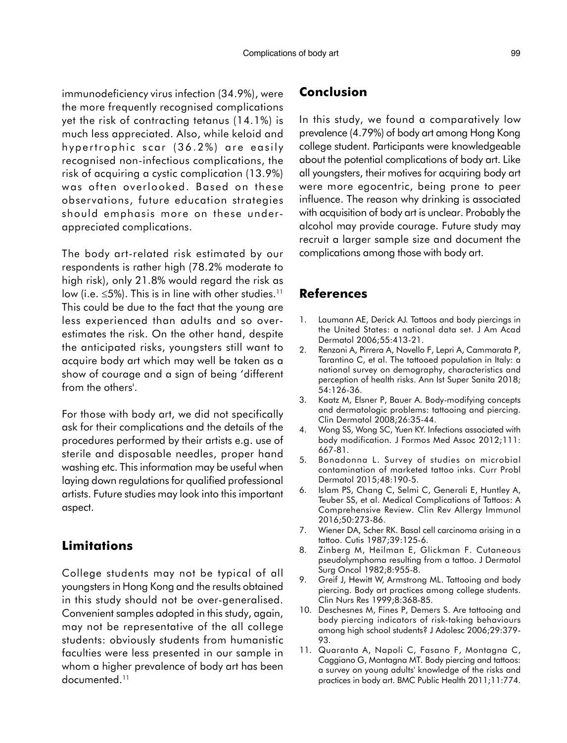immunodeficiency virus infection (34.9%), were the more frequently recognised complications yet the risk of contracting tetanus (14.1%) is much less appreciated. Also, while keloid and hypertrophic scar (36.2%) are easily recognised non-infectious complications, the risk of acquiring a cystic complication (13.9%) was often overlooked. Based on these observations, future education strategies should emphasis more on these under-appreciated complications.

The body art-related risk estimated by our respondents is rather high (78.2% moderate to high risk), only 21.8% would regard the risk as low (i.e. ≤5%). This is in line with other studies.[11] This could be due to the fact that the young are less experienced than adults and so over-estimates the risk. On the other hand, despite the anticipated risks, youngsters still want to acquire body art which may well be taken as a show of courage and a sign of being 'different from the others'.

For those with body art, we did not specifically ask for their complications and the details of the procedures performed by their artists e.g. use of sterile and disposable needles, proper hand washing etc. This information may be useful when laying down regulations for qualified professional artists. Future studies may look into this important aspect.

## Limitations

College students may not be typical of all youngsters in Hong Kong and the results obtained in this study should not be over-generalised. Convenient samples adopted in this study, again, may not be representative of the all college students: obviously students from humanistic faculties were less presented in our sample in whom a higher prevalence of body art has been documented.[11]

## Conclusion

In this study, we found a comparatively low prevalence (4.79%) of body art among Hong Kong college student. Participants were knowledgeable about the potential complications of body art. Like all youngsters, their motives for acquiring body art were more egocentric, being prone to peer influence. The reason why drinking is associated with acquisition of body art is unclear. Probably the alcohol may provide courage. Future study may recruit a larger sample size and document the complications among those with body art.

## References

1. Laumann AE, Derick AJ. Tattoos and body piercings in the United States: a national data set. J Am Acad Dermatol 2006;55:413-21.
2. Renzoni A, Pirrera A, Novello F, Lepri A, Cammarata P, Tarantino C, et al. The tattooed population in Italy: a national survey on demography, characteristics and perception of health risks. Ann Ist Super Sanita 2018; 54:126-36.
3. Kaatz M, Elsner P, Bauer A. Body-modifying concepts and dermatologic problems: tattooing and piercing. Clin Dermatol 2008;26:35-44.
4. Wong SS, Wong SC, Yuen KY. Infections associated with body modification. J Formos Med Assoc 2012;111: 667-81.
5. Bonadonna L. Survey of studies on microbial contamination of marketed tattoo inks. Curr Probl Dermatol 2015;48:190-5.
6. Islam PS, Chang C, Selmi C, Generali E, Huntley A, Teuber SS, et al. Medical Complications of Tattoos: A Comprehensive Review. Clin Rev Allergy Immunol 2016;50:273-86.
7. Wiener DA, Scher RK. Basal cell carcinoma arising in a tattoo. Cutis 1987;39:125-6.
8. Zinberg M, Heilman E, Glickman F. Cutaneous pseudolymphoma resulting from a tattoo. J Dermatol Surg Oncol 1982;8:955-8.
9. Greif J, Hewitt W, Armstrong ML. Tattooing and body piercing. Body art practices among college students. Clin Nurs Res 1999;8:368-85.
10. Deschesnes M, Fines P, Demers S. Are tattooing and body piercing indicators of risk-taking behaviours among high school students? J Adolesc 2006;29:379-93.
11. Quaranta A, Napoli C, Fasano F, Montagna C, Caggiano G, Montagna MT. Body piercing and tattoos: a survey on young adults' knowledge of the risks and practices in body art. BMC Public Health 2011;11:774.